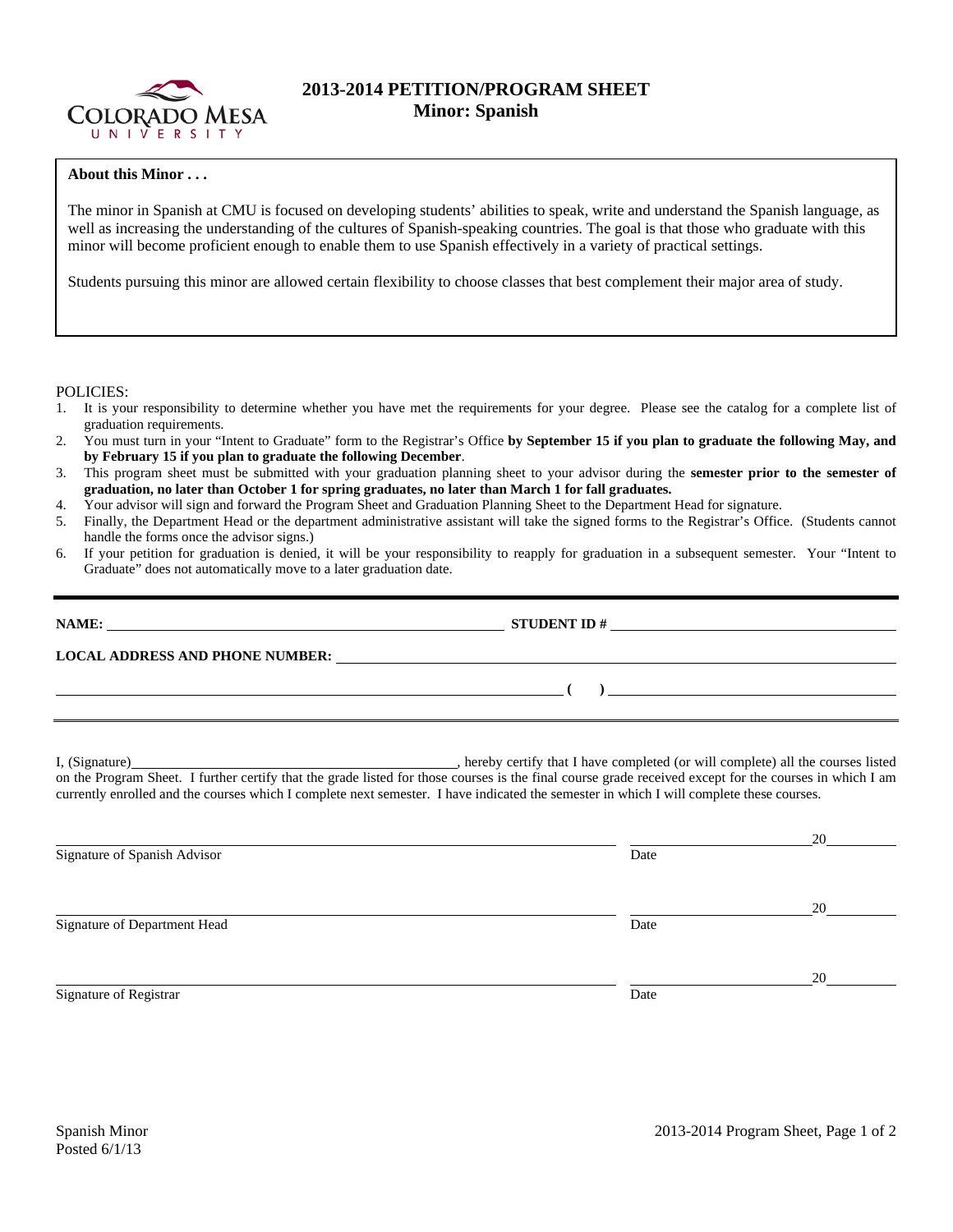COLORADO MESA UNIVERSITY

# 2013-2014 PETITION/PROGRAM SHEET
## Minor: Spanish

**About this Minor . . .**

The minor in Spanish at CMU is focused on developing students' abilities to speak, write and understand the Spanish language, as well as increasing the understanding of the cultures of Spanish-speaking countries. The goal is that those who graduate with this minor will become proficient enough to enable them to use Spanish effectively in a variety of practical settings.

Students pursuing this minor are allowed certain flexibility to choose classes that best complement their major area of study.

POLICIES:

1. It is your responsibility to determine whether you have met the requirements for your degree. Please see the catalog for a complete list of graduation requirements.
2. You must turn in your "Intent to Graduate" form to the Registrar's Office **by September 15 if you plan to graduate the following May, and by February 15 if you plan to graduate the following December**.
3. This program sheet must be submitted with your graduation planning sheet to your advisor during the **semester prior to the semester of graduation, no later than October 1 for spring graduates, no later than March 1 for fall graduates.**
4. Your advisor will sign and forward the Program Sheet and Graduation Planning Sheet to the Department Head for signature.
5. Finally, the Department Head or the department administrative assistant will take the signed forms to the Registrar's Office. (Students cannot handle the forms once the advisor signs.)
6. If your petition for graduation is denied, it will be your responsibility to reapply for graduation in a subsequent semester. Your "Intent to Graduate" does not automatically move to a later graduation date.

---

**NAME:** ______________________________ **STUDENT ID #** ______________________________

**LOCAL ADDRESS AND PHONE NUMBER:** ______________________________

______________________________ **( )** ______________________________

---

I, (Signature)______________________________, hereby certify that I have completed (or will complete) all the courses listed on the Program Sheet. I further certify that the grade listed for those courses is the final course grade received except for the courses in which I am currently enrolled and the courses which I complete next semester. I have indicated the semester in which I will complete these courses.

______________________________ ______________20______
Signature of Spanish Advisor Date

______________________________ ______________20______
Signature of Department Head Date

______________________________ ______________20______
Signature of Registrar Date

Spanish Minor
Posted 6/1/13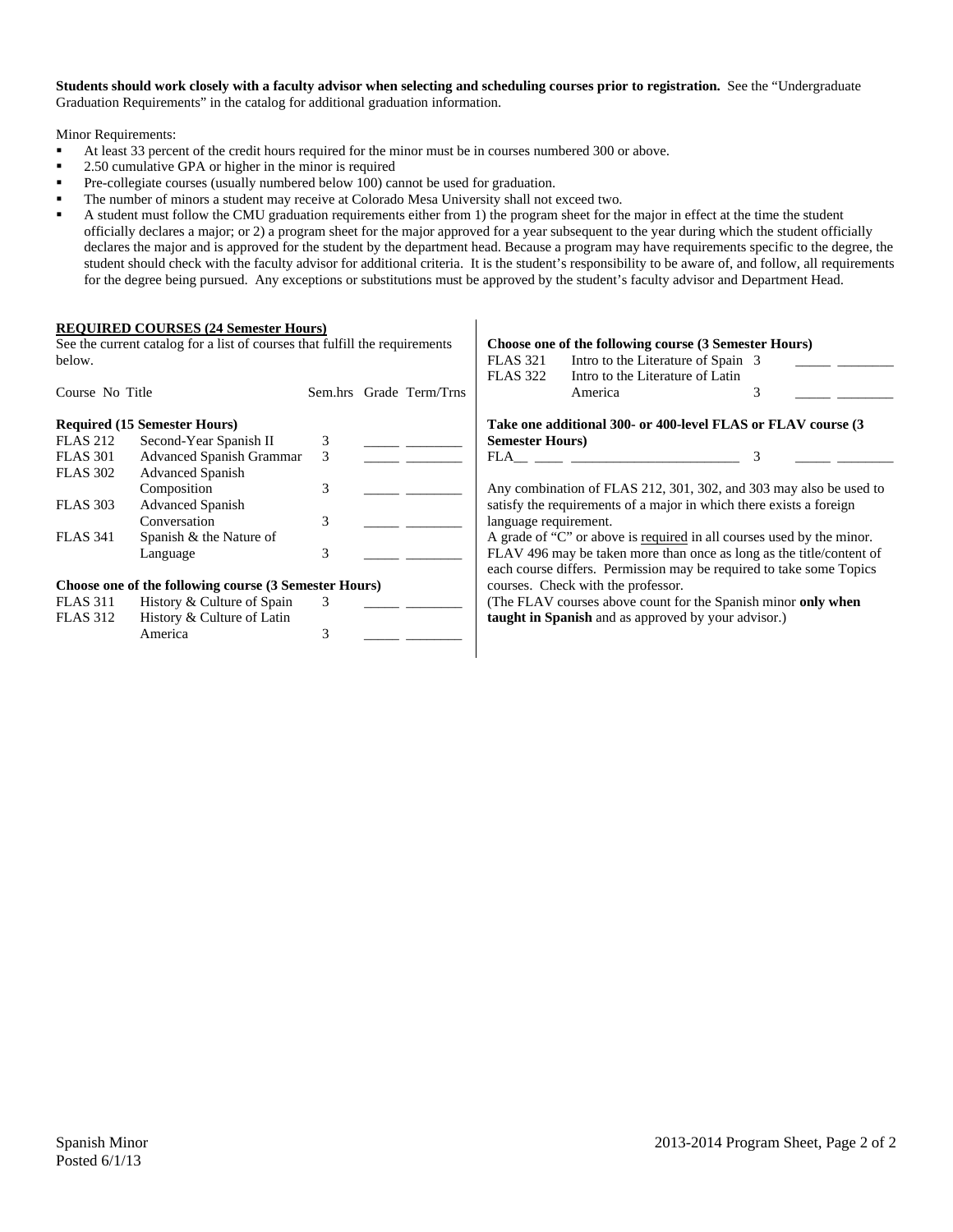**Students should work closely with a faculty advisor when selecting and scheduling courses prior to registration.** See the "Undergraduate Graduation Requirements" in the catalog for additional graduation information.

Minor Requirements:

- At least 33 percent of the credit hours required for the minor must be in courses numbered 300 or above.
- 2.50 cumulative GPA or higher in the minor is required
- Pre-collegiate courses (usually numbered below 100) cannot be used for graduation.
- The number of minors a student may receive at Colorado Mesa University shall not exceed two.
- A student must follow the CMU graduation requirements either from 1) the program sheet for the major in effect at the time the student officially declares a major; or 2) a program sheet for the major approved for a year subsequent to the year during which the student officially declares the major and is approved for the student by the department head. Because a program may have requirements specific to the degree, the student should check with the faculty advisor for additional criteria. It is the student's responsibility to be aware of, and follow, all requirements for the degree being pursued. Any exceptions or substitutions must be approved by the student's faculty advisor and Department Head.

**REQUIRED COURSES (24 Semester Hours)**

See the current catalog for a list of courses that fulfill the requirements below.

**Required (15 Semester Hours)**

| Course No | Title | Sem.hrs | Grade | Term/Trns |
|---|---|---|---|---|
| FLAS 212 | Second-Year Spanish II | 3 | _____ | ________ |
| FLAS 301 | Advanced Spanish Grammar | 3 | _____ | ________ |
| FLAS 302 | Advanced Spanish Composition | 3 | _____ | ________ |
| FLAS 303 | Advanced Spanish Conversation | 3 | _____ | ________ |
| FLAS 341 | Spanish & the Nature of Language | 3 | _____ | ________ |

**Choose one of the following course (3 Semester Hours)**

| Course No | Title | Sem.hrs | Grade | Term/Trns |
|---|---|---|---|---|
| FLAS 311 | History & Culture of Spain | 3 | _____ | ________ |
| FLAS 312 | History & Culture of Latin America | 3 | _____ | ________ |

**Choose one of the following course (3 Semester Hours)**

| Course No | Title | Sem.hrs | Grade | Term/Trns |
|---|---|---|---|---|
| FLAS 321 | Intro to the Literature of Spain | 3 | _____ | ________ |
| FLAS 322 | Intro to the Literature of Latin America | 3 | _____ | ________ |

**Take one additional 300- or 400-level FLAS or FLAV course (3 Semester Hours)**

| Course No | Title | Sem.hrs | Grade | Term/Trns |
|---|---|---|---|---|
| FLA__ ____ | ________________________ | 3 | _____ | ________ |

Any combination of FLAS 212, 301, 302, and 303 may also be used to satisfy the requirements of a major in which there exists a foreign language requirement.

A grade of "C" or above is required in all courses used by the minor.

FLAV 496 may be taken more than once as long as the title/content of each course differs. Permission may be required to take some Topics courses. Check with the professor.

(The FLAV courses above count for the Spanish minor **only when taught in Spanish** and as approved by your advisor.)

Spanish Minor
Posted 6/1/13